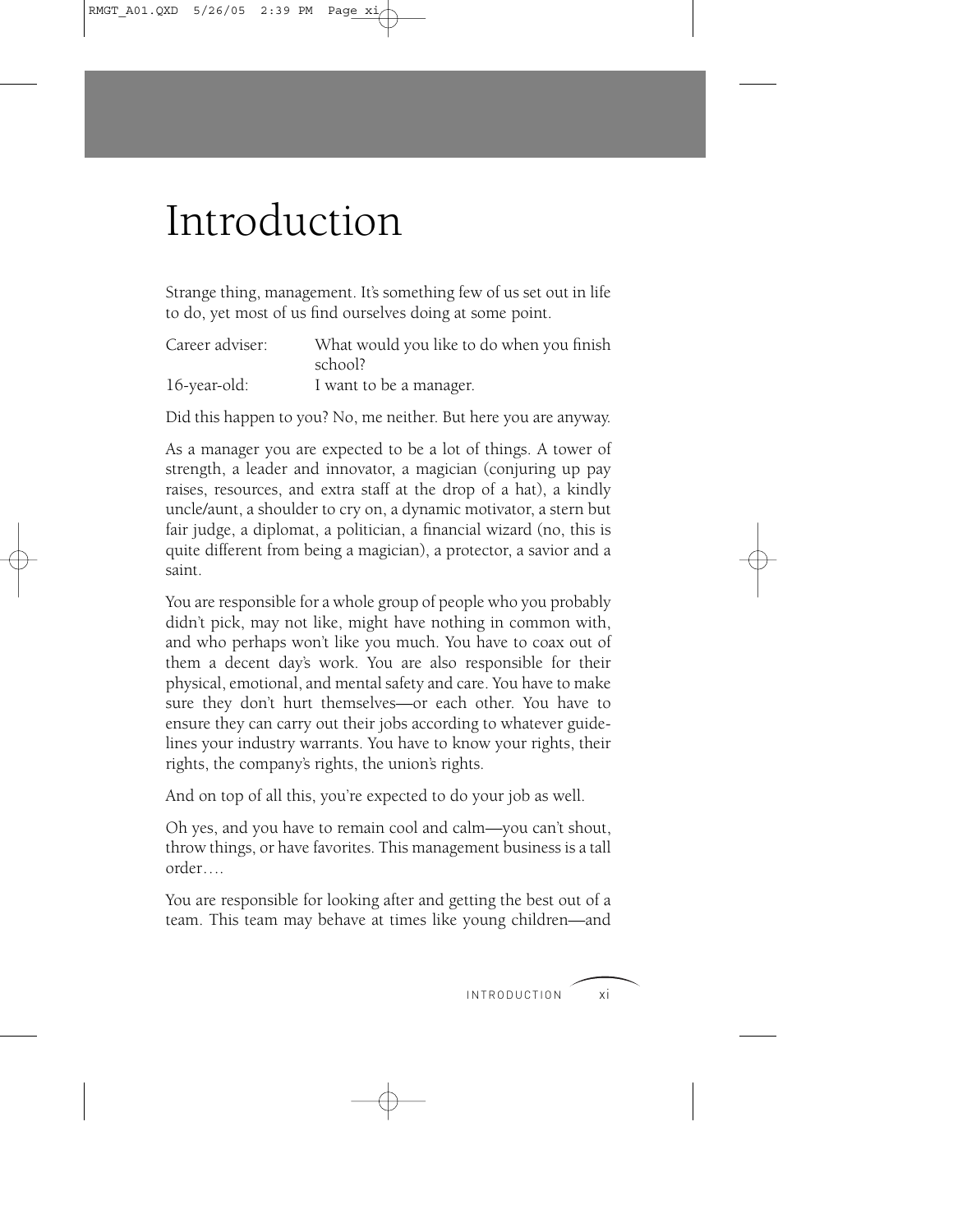# Introduction

Strange thing, management. It's something few of us set out in life to do, yet most of us find ourselves doing at some point.

| | |
|---|---|
| Career adviser: | What would you like to do when you finish school? |
| 16-year-old: | I want to be a manager. |

Did this happen to you? No, me neither. But here you are anyway.

As a manager you are expected to be a lot of things. A tower of strength, a leader and innovator, a magician (conjuring up pay raises, resources, and extra staff at the drop of a hat), a kindly uncle/aunt, a shoulder to cry on, a dynamic motivator, a stern but fair judge, a diplomat, a politician, a financial wizard (no, this is quite different from being a magician), a protector, a savior and a saint.

You are responsible for a whole group of people who you probably didn't pick, may not like, might have nothing in common with, and who perhaps won't like you much. You have to coax out of them a decent day's work. You are also responsible for their physical, emotional, and mental safety and care. You have to make sure they don't hurt themselves—or each other. You have to ensure they can carry out their jobs according to whatever guidelines your industry warrants. You have to know your rights, their rights, the company's rights, the union's rights.

And on top of all this, you're expected to do your job as well.

Oh yes, and you have to remain cool and calm—you can't shout, throw things, or have favorites. This management business is a tall order….

You are responsible for looking after and getting the best out of a team. This team may behave at times like young children—and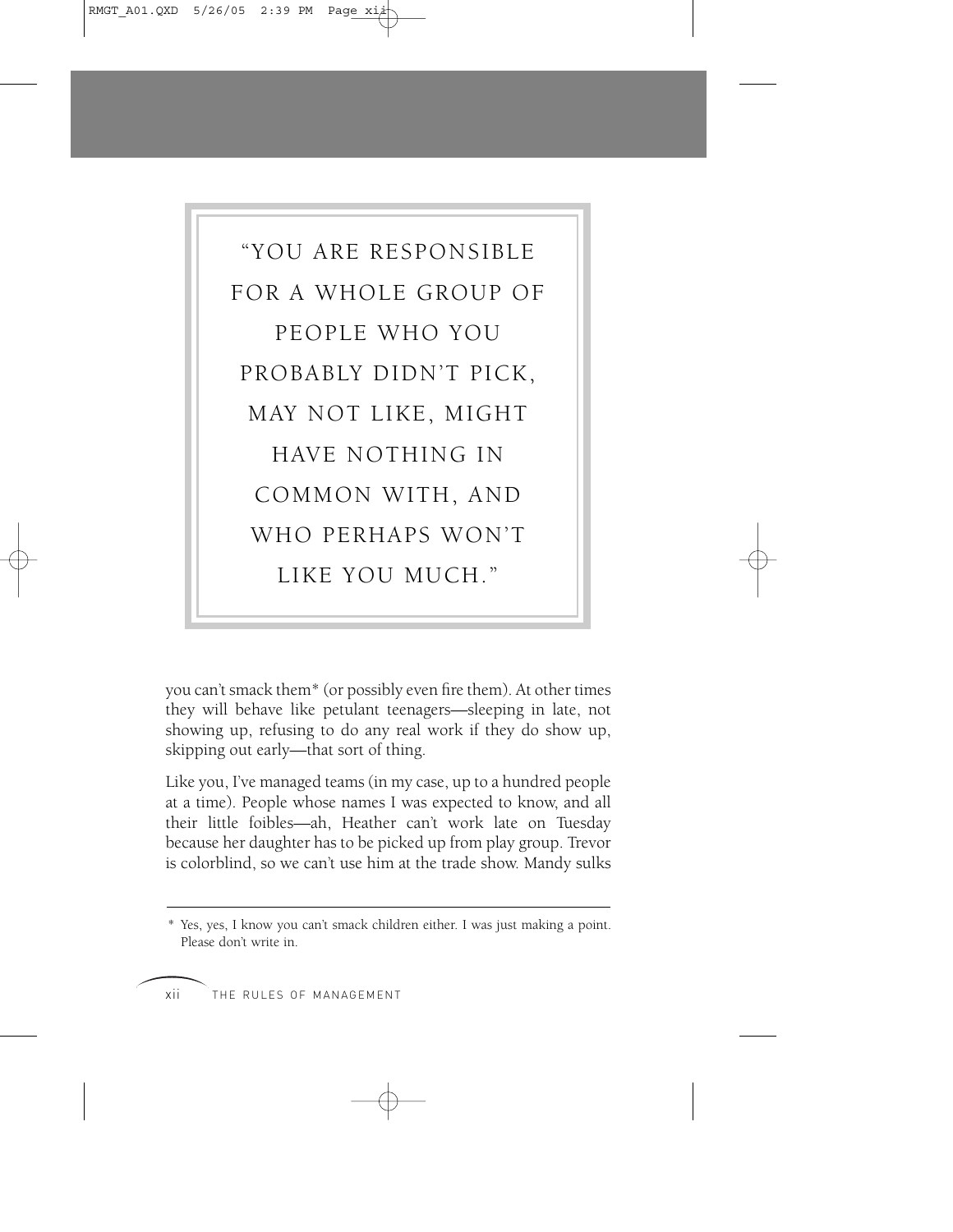> "YOU ARE RESPONSIBLE FOR A WHOLE GROUP OF PEOPLE WHO YOU PROBABLY DIDN'T PICK, MAY NOT LIKE, MIGHT HAVE NOTHING IN COMMON WITH, AND WHO PERHAPS WON'T LIKE YOU MUCH."

you can't smack them* (or possibly even fire them). At other times they will behave like petulant teenagers—sleeping in late, not showing up, refusing to do any real work if they do show up, skipping out early—that sort of thing.

Like you, I've managed teams (in my case, up to a hundred people at a time). People whose names I was expected to know, and all their little foibles—ah, Heather can't work late on Tuesday because her daughter has to be picked up from play group. Trevor is colorblind, so we can't use him at the trade show. Mandy sulks

---

\* Yes, yes, I know you can't smack children either. I was just making a point. Please don't write in.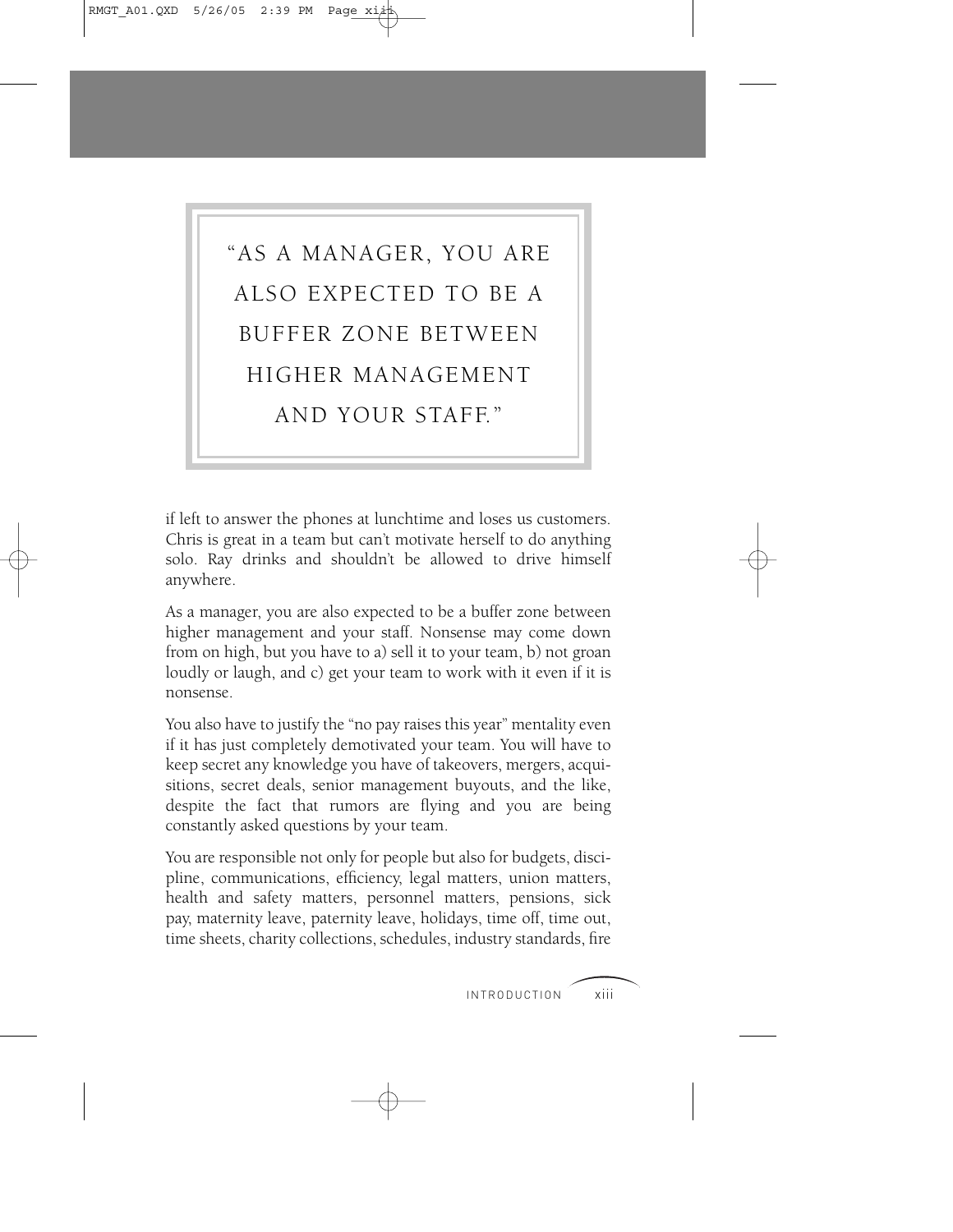> "AS A MANAGER, YOU ARE ALSO EXPECTED TO BE A BUFFER ZONE BETWEEN HIGHER MANAGEMENT AND YOUR STAFF."

if left to answer the phones at lunchtime and loses us customers. Chris is great in a team but can't motivate herself to do anything solo. Ray drinks and shouldn't be allowed to drive himself anywhere.

As a manager, you are also expected to be a buffer zone between higher management and your staff. Nonsense may come down from on high, but you have to a) sell it to your team, b) not groan loudly or laugh, and c) get your team to work with it even if it is nonsense.

You also have to justify the "no pay raises this year" mentality even if it has just completely demotivated your team. You will have to keep secret any knowledge you have of takeovers, mergers, acquisitions, secret deals, senior management buyouts, and the like, despite the fact that rumors are flying and you are being constantly asked questions by your team.

You are responsible not only for people but also for budgets, discipline, communications, efficiency, legal matters, union matters, health and safety matters, personnel matters, pensions, sick pay, maternity leave, paternity leave, holidays, time off, time out, time sheets, charity collections, schedules, industry standards, fire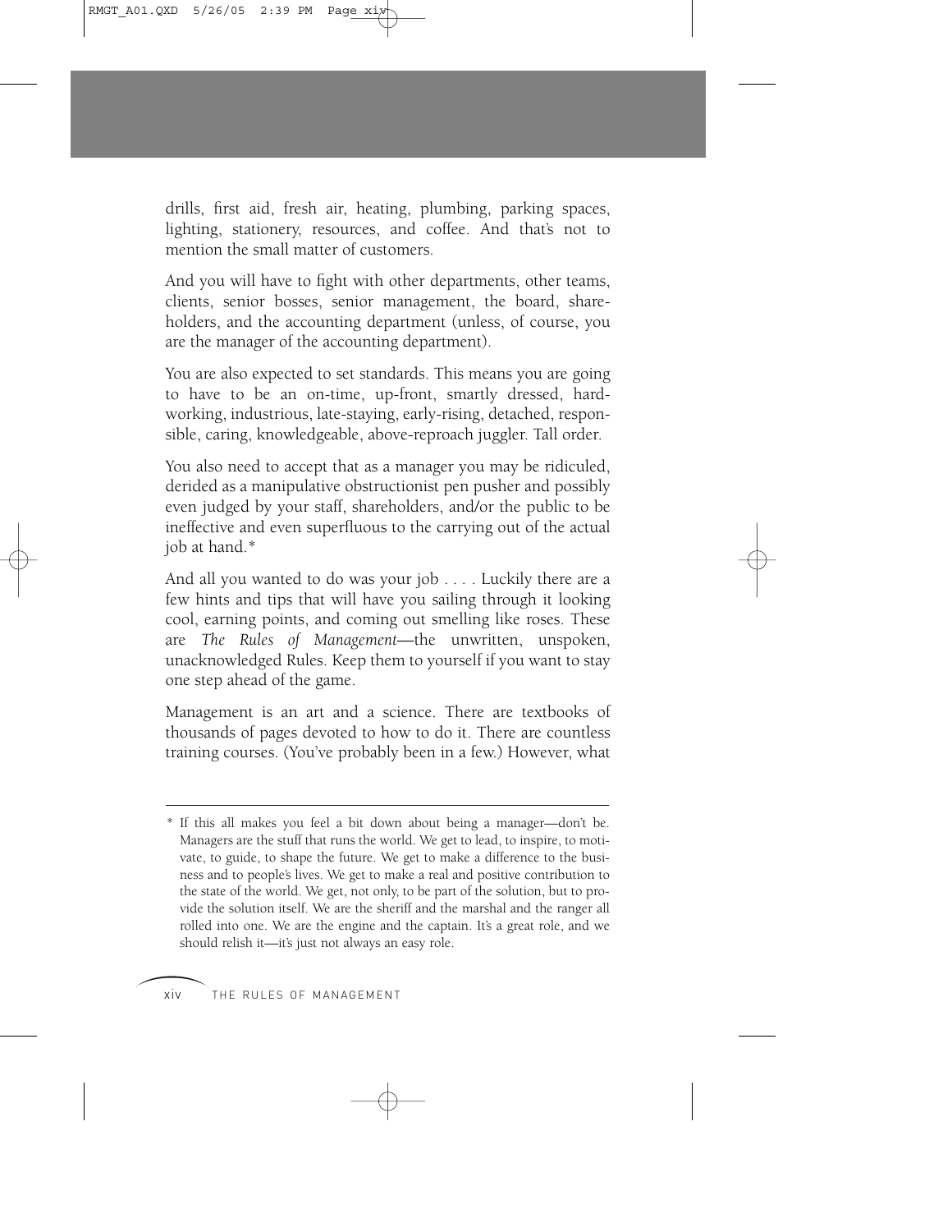drills, first aid, fresh air, heating, plumbing, parking spaces, lighting, stationery, resources, and coffee. And that's not to mention the small matter of customers.

And you will have to fight with other departments, other teams, clients, senior bosses, senior management, the board, shareholders, and the accounting department (unless, of course, you are the manager of the accounting department).

You are also expected to set standards. This means you are going to have to be an on-time, up-front, smartly dressed, hardworking, industrious, late-staying, early-rising, detached, responsible, caring, knowledgeable, above-reproach juggler. Tall order.

You also need to accept that as a manager you may be ridiculed, derided as a manipulative obstructionist pen pusher and possibly even judged by your staff, shareholders, and/or the public to be ineffective and even superfluous to the carrying out of the actual job at hand.*

And all you wanted to do was your job . . . . Luckily there are a few hints and tips that will have you sailing through it looking cool, earning points, and coming out smelling like roses. These are *The Rules of Management*—the unwritten, unspoken, unacknowledged Rules. Keep them to yourself if you want to stay one step ahead of the game.

Management is an art and a science. There are textbooks of thousands of pages devoted to how to do it. There are countless training courses. (You've probably been in a few.) However, what

---

* If this all makes you feel a bit down about being a manager—don't be. Managers are the stuff that runs the world. We get to lead, to inspire, to motivate, to guide, to shape the future. We get to make a difference to the business and to people's lives. We get to make a real and positive contribution to the state of the world. We get, not only, to be part of the solution, but to provide the solution itself. We are the sheriff and the marshal and the ranger all rolled into one. We are the engine and the captain. It's a great role, and we should relish it—it's just not always an easy role.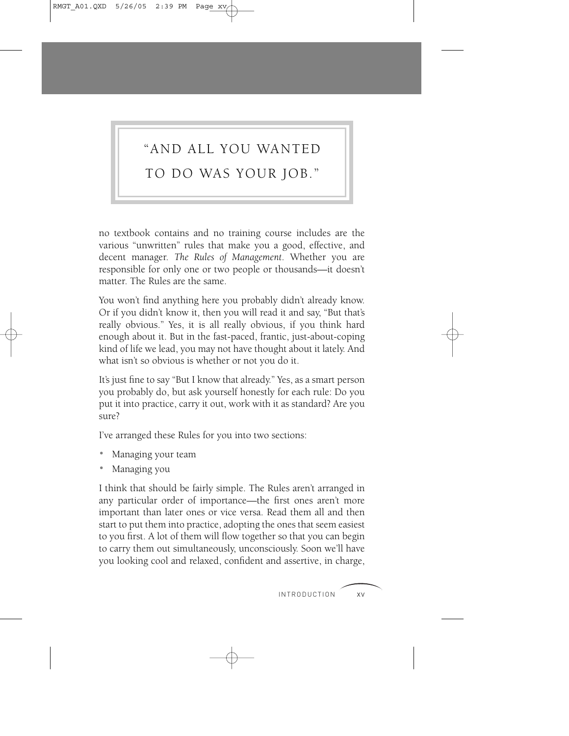> "AND ALL YOU WANTED TO DO WAS YOUR JOB."

no textbook contains and no training course includes are the various "unwritten" rules that make you a good, effective, and decent manager. *The Rules of Management*. Whether you are responsible for only one or two people or thousands—it doesn't matter. The Rules are the same.

You won't find anything here you probably didn't already know. Or if you didn't know it, then you will read it and say, "But that's really obvious." Yes, it is all really obvious, if you think hard enough about it. But in the fast-paced, frantic, just-about-coping kind of life we lead, you may not have thought about it lately. And what isn't so obvious is whether or not you do it.

It's just fine to say "But I know that already." Yes, as a smart person you probably do, but ask yourself honestly for each rule: Do you put it into practice, carry it out, work with it as standard? Are you sure?

I've arranged these Rules for you into two sections:

- Managing your team
- Managing you

I think that should be fairly simple. The Rules aren't arranged in any particular order of importance—the first ones aren't more important than later ones or vice versa. Read them all and then start to put them into practice, adopting the ones that seem easiest to you first. A lot of them will flow together so that you can begin to carry them out simultaneously, unconsciously. Soon we'll have you looking cool and relaxed, confident and assertive, in charge,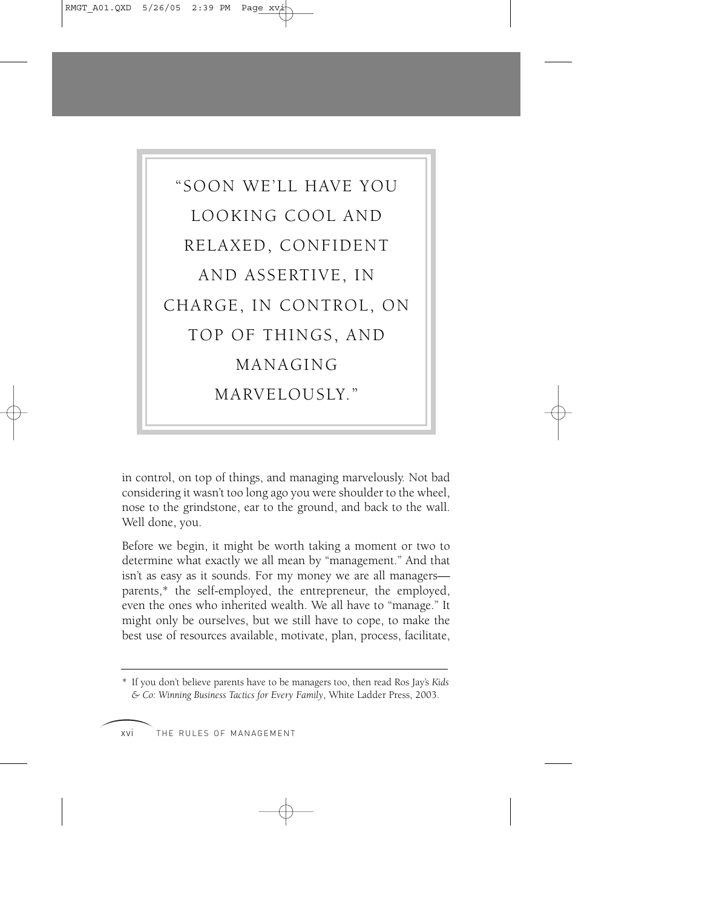> "SOON WE'LL HAVE YOU LOOKING COOL AND RELAXED, CONFIDENT AND ASSERTIVE, IN CHARGE, IN CONTROL, ON TOP OF THINGS, AND MANAGING MARVELOUSLY."

in control, on top of things, and managing marvelously. Not bad considering it wasn't too long ago you were shoulder to the wheel, nose to the grindstone, ear to the ground, and back to the wall. Well done, you.

Before we begin, it might be worth taking a moment or two to determine what exactly we all mean by "management." And that isn't as easy as it sounds. For my money we are all managers—parents,* the self-employed, the entrepreneur, the employed, even the ones who inherited wealth. We all have to "manage." It might only be ourselves, but we still have to cope, to make the best use of resources available, motivate, plan, process, facilitate,

---

* If you don't believe parents have to be managers too, then read Ros Jay's *Kids & Co: Winning Business Tactics for Every Family*, White Ladder Press, 2003.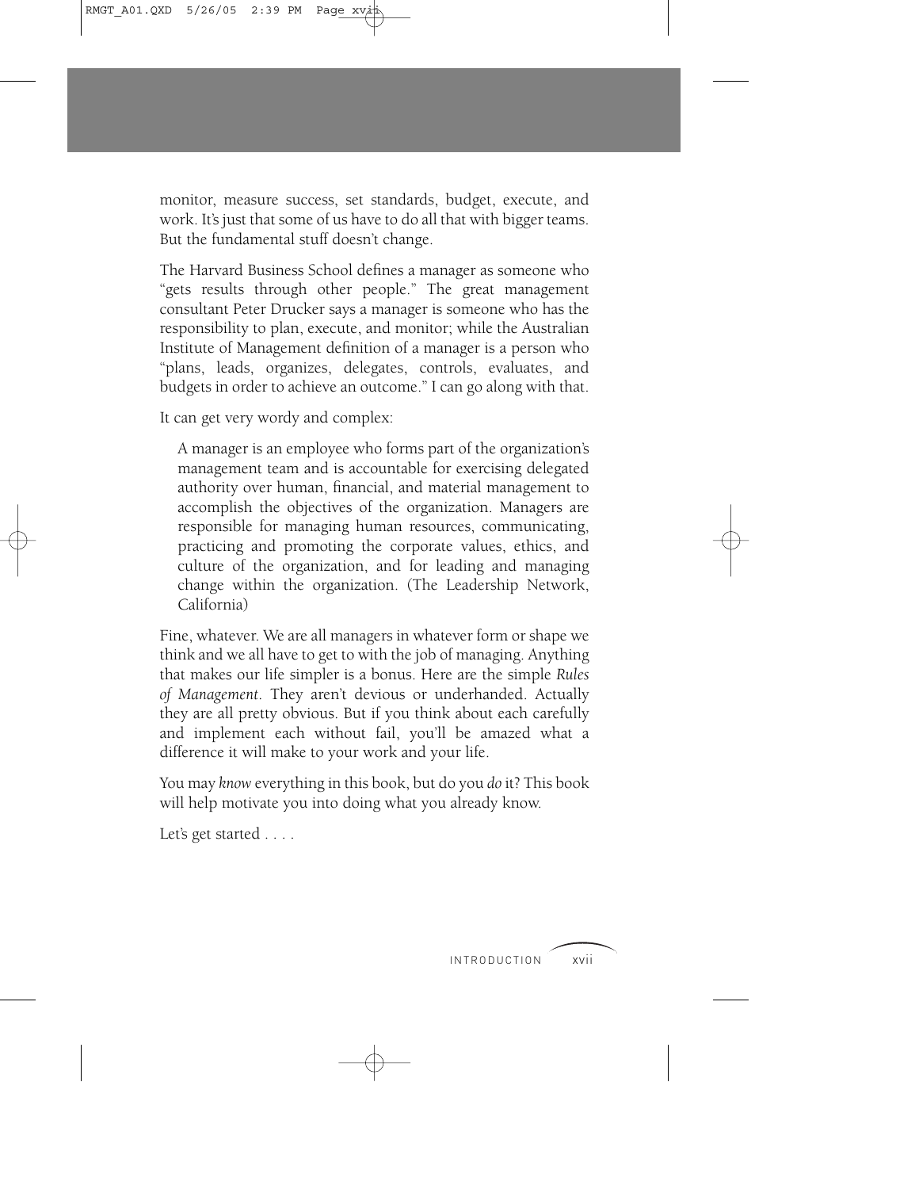monitor, measure success, set standards, budget, execute, and work. It's just that some of us have to do all that with bigger teams. But the fundamental stuff doesn't change.

The Harvard Business School defines a manager as someone who "gets results through other people." The great management consultant Peter Drucker says a manager is someone who has the responsibility to plan, execute, and monitor; while the Australian Institute of Management definition of a manager is a person who "plans, leads, organizes, delegates, controls, evaluates, and budgets in order to achieve an outcome." I can go along with that.

It can get very wordy and complex:

> A manager is an employee who forms part of the organization's management team and is accountable for exercising delegated authority over human, financial, and material management to accomplish the objectives of the organization. Managers are responsible for managing human resources, communicating, practicing and promoting the corporate values, ethics, and culture of the organization, and for leading and managing change within the organization. (The Leadership Network, California)

Fine, whatever. We are all managers in whatever form or shape we think and we all have to get to with the job of managing. Anything that makes our life simpler is a bonus. Here are the simple *Rules of Management*. They aren't devious or underhanded. Actually they are all pretty obvious. But if you think about each carefully and implement each without fail, you'll be amazed what a difference it will make to your work and your life.

You may *know* everything in this book, but do you *do* it? This book will help motivate you into doing what you already know.

Let's get started . . . .